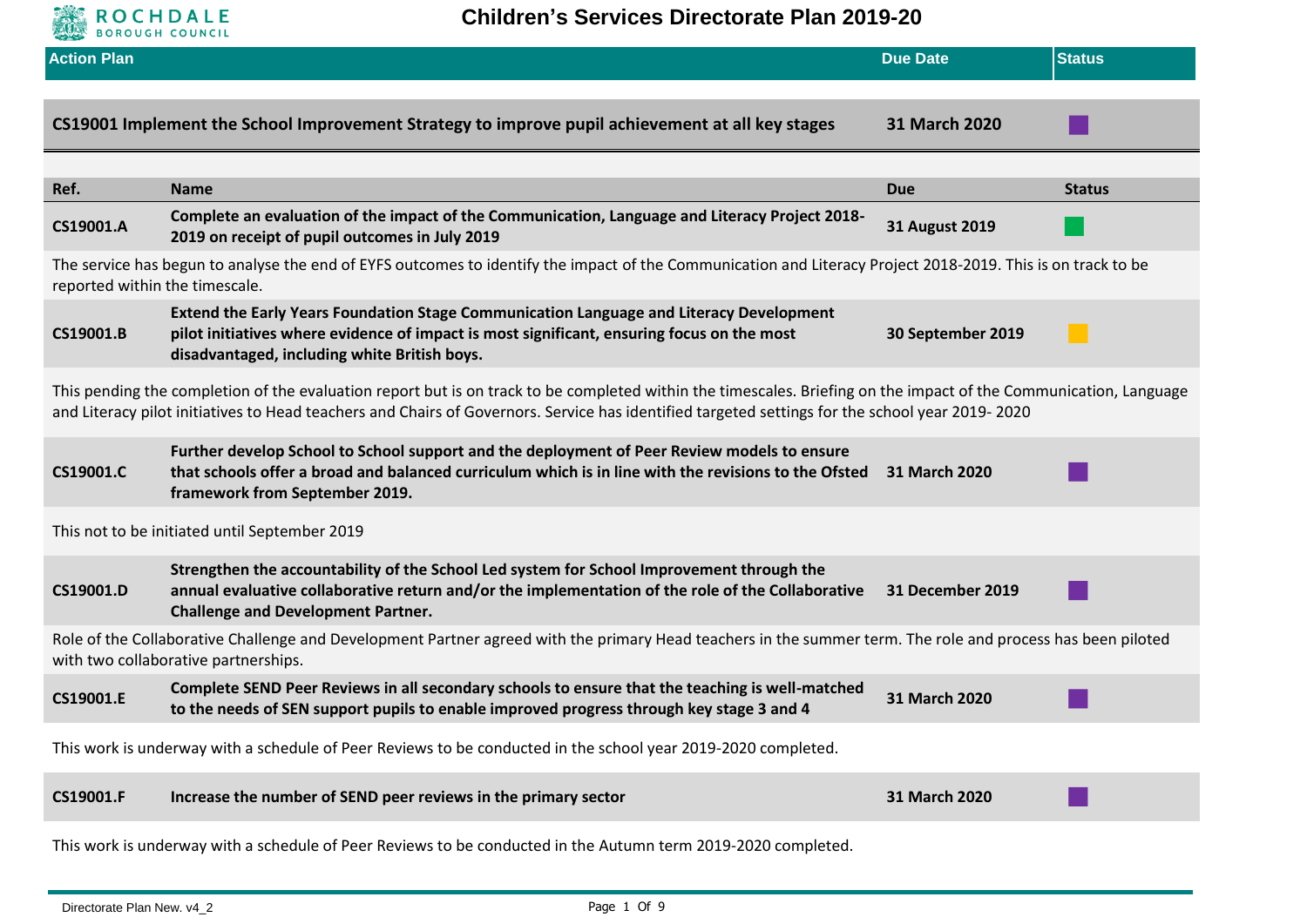# Children's Services Directorate Plan 2019-20

| Action Plan | Due Date | Status |
|---|---|---|
| **CS19001 Implement the School Improvement Strategy to improve pupil achievement at all key stages** | **31 March 2020** | |

| Ref. | Name | Due | Status |
|---|---|---|---|
| **CS19001.A** | **Complete an evaluation of the impact of the Communication, Language and Literacy Project 2018-2019 on receipt of pupil outcomes in July 2019** | **31 August 2019** | |

The service has begun to analyse the end of EYFS outcomes to identify the impact of the Communication and Literacy Project 2018-2019. This is on track to be reported within the timescale.

| Ref. | Name | Due | Status |
|---|---|---|---|
| **CS19001.B** | **Extend the Early Years Foundation Stage Communication Language and Literacy Development pilot initiatives where evidence of impact is most significant, ensuring focus on the most disadvantaged, including white British boys.** | **30 September 2019** | |

This pending the completion of the evaluation report but is on track to be completed within the timescales. Briefing on the impact of the Communication, Language and Literacy pilot initiatives to Head teachers and Chairs of Governors. Service has identified targeted settings for the school year 2019- 2020

| Ref. | Name | Due | Status |
|---|---|---|---|
| **CS19001.C** | **Further develop School to School support and the deployment of Peer Review models to ensure that schools offer a broad and balanced curriculum which is in line with the revisions to the Ofsted framework from September 2019.** | **31 March 2020** | |

This not to be initiated until September 2019

| Ref. | Name | Due | Status |
|---|---|---|---|
| **CS19001.D** | **Strengthen the accountability of the School Led system for School Improvement through the annual evaluative collaborative return and/or the implementation of the role of the Collaborative Challenge and Development Partner.** | **31 December 2019** | |

Role of the Collaborative Challenge and Development Partner agreed with the primary Head teachers in the summer term. The role and process has been piloted with two collaborative partnerships.

| Ref. | Name | Due | Status |
|---|---|---|---|
| **CS19001.E** | **Complete SEND Peer Reviews in all secondary schools to ensure that the teaching is well-matched to the needs of SEN support pupils to enable improved progress through key stage 3 and 4** | **31 March 2020** | |

This work is underway with a schedule of Peer Reviews to be conducted in the school year 2019-2020 completed.

| Ref. | Name | Due | Status |
|---|---|---|---|
| **CS19001.F** | **Increase the number of SEND peer reviews in the primary sector** | **31 March 2020** | |

This work is underway with a schedule of Peer Reviews to be conducted in the Autumn term 2019-2020 completed.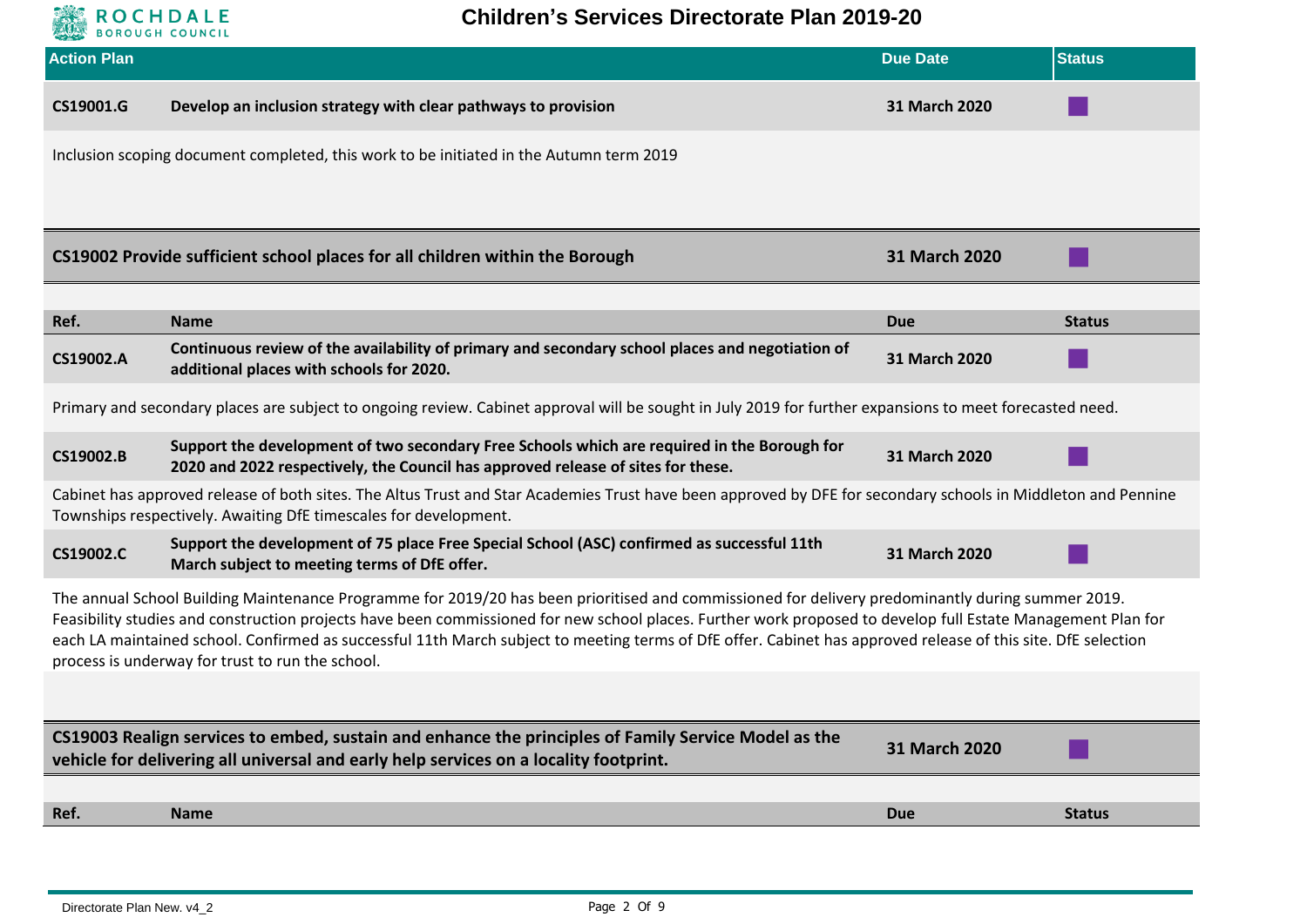# Children's Services Directorate Plan 2019-20

| Action Plan | | Due Date | Status |
|---|---|---|---|
| **CS19001.G** | **Develop an inclusion strategy with clear pathways to provision** | **31 March 2020** | |

Inclusion scoping document completed, this work to be initiated in the Autumn term 2019

| | Due Date | Status |
|---|---|---|
| **CS19002 Provide sufficient school places for all children within the Borough** | **31 March 2020** | |

| Ref. | Name | Due | Status |
|---|---|---|---|
| **CS19002.A** | **Continuous review of the availability of primary and secondary school places and negotiation of additional places with schools for 2020.** | **31 March 2020** | |

Primary and secondary places are subject to ongoing review. Cabinet approval will be sought in July 2019 for further expansions to meet forecasted need.

| Ref. | Name | Due | Status |
|---|---|---|---|
| **CS19002.B** | **Support the development of two secondary Free Schools which are required in the Borough for 2020 and 2022 respectively, the Council has approved release of sites for these.** | **31 March 2020** | |

Cabinet has approved release of both sites. The Altus Trust and Star Academies Trust have been approved by DFE for secondary schools in Middleton and Pennine Townships respectively. Awaiting DfE timescales for development.

| Ref. | Name | Due | Status |
|---|---|---|---|
| **CS19002.C** | **Support the development of 75 place Free Special School (ASC) confirmed as successful 11th March subject to meeting terms of DfE offer.** | **31 March 2020** | |

The annual School Building Maintenance Programme for 2019/20 has been prioritised and commissioned for delivery predominantly during summer 2019. Feasibility studies and construction projects have been commissioned for new school places. Further work proposed to develop full Estate Management Plan for each LA maintained school. Confirmed as successful 11th March subject to meeting terms of DfE offer. Cabinet has approved release of this site. DfE selection process is underway for trust to run the school.

| | Due Date | Status |
|---|---|---|
| **CS19003 Realign services to embed, sustain and enhance the principles of Family Service Model as the vehicle for delivering all universal and early help services on a locality footprint.** | **31 March 2020** | |

| Ref. | Name | Due | Status |
|---|---|---|---|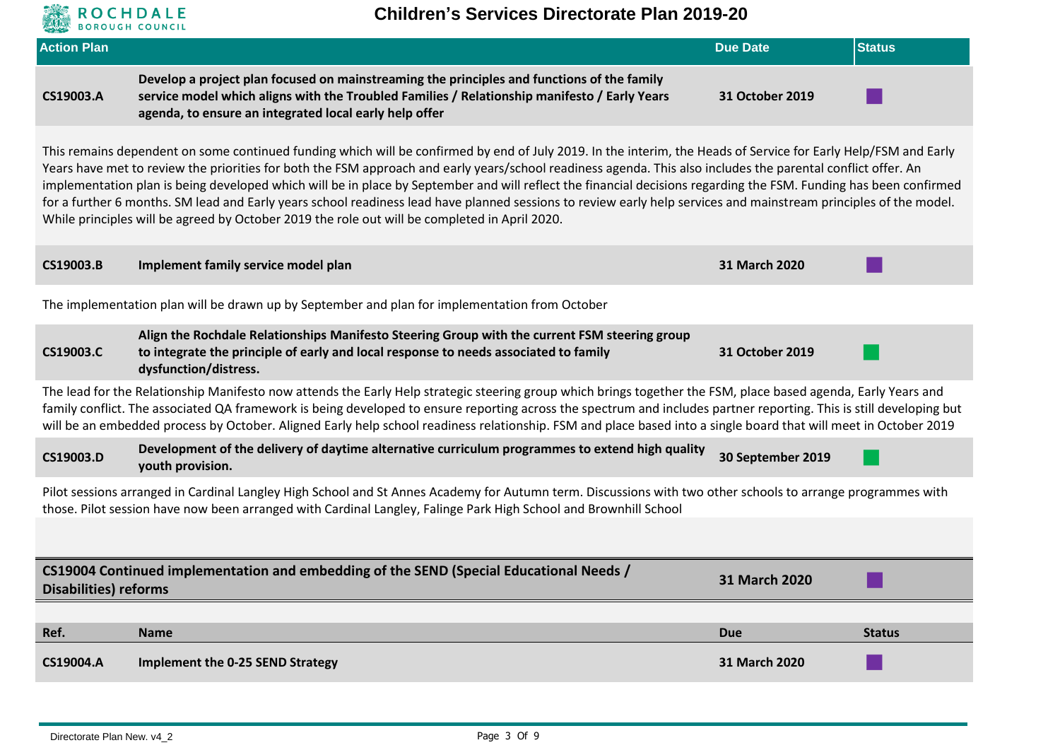| Action Plan | | Due Date | Status |
|---|---|---|---|
| **CS19003.A** | **Develop a project plan focused on mainstreaming the principles and functions of the family service model which aligns with the Troubled Families / Relationship manifesto / Early Years agenda, to ensure an integrated local early help offer** | **31 October 2019** | |

This remains dependent on some continued funding which will be confirmed by end of July 2019. In the interim, the Heads of Service for Early Help/FSM and Early Years have met to review the priorities for both the FSM approach and early years/school readiness agenda. This also includes the parental conflict offer. An implementation plan is being developed which will be in place by September and will reflect the financial decisions regarding the FSM. Funding has been confirmed for a further 6 months. SM lead and Early years school readiness lead have planned sessions to review early help services and mainstream principles of the model. While principles will be agreed by October 2019 the role out will be completed in April 2020.

| | | | |
|---|---|---|---|
| **CS19003.B** | **Implement family service model plan** | **31 March 2020** | |

The implementation plan will be drawn up by September and plan for implementation from October

| | | | |
|---|---|---|---|
| **CS19003.C** | **Align the Rochdale Relationships Manifesto Steering Group with the current FSM steering group to integrate the principle of early and local response to needs associated to family dysfunction/distress.** | **31 October 2019** | |

The lead for the Relationship Manifesto now attends the Early Help strategic steering group which brings together the FSM, place based agenda, Early Years and family conflict. The associated QA framework is being developed to ensure reporting across the spectrum and includes partner reporting. This is still developing but will be an embedded process by October. Aligned Early help school readiness relationship. FSM and place based into a single board that will meet in October 2019

| | | | |
|---|---|---|---|
| **CS19003.D** | **Development of the delivery of daytime alternative curriculum programmes to extend high quality youth provision.** | **30 September 2019** | |

Pilot sessions arranged in Cardinal Langley High School and St Annes Academy for Autumn term. Discussions with two other schools to arrange programmes with those. Pilot session have now been arranged with Cardinal Langley, Falinge Park High School and Brownhill School

| | | |
|---|---|---|
| **CS19004 Continued implementation and embedding of the SEND (Special Educational Needs / Disabilities) reforms** | **31 March 2020** | |

| Ref. | Name | Due | Status |
|---|---|---|---|
| **CS19004.A** | **Implement the 0-25 SEND Strategy** | **31 March 2020** | |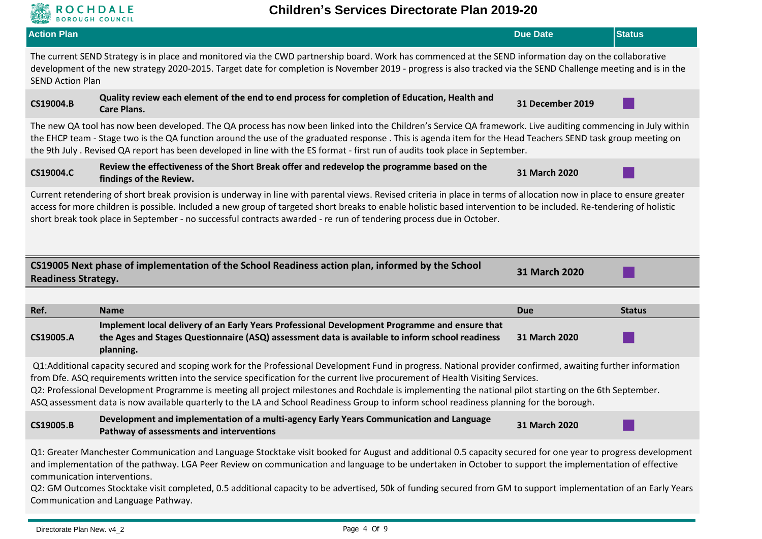| Action Plan | Due Date | Status |
|---|---|---|

The current SEND Strategy is in place and monitored via the CWD partnership board. Work has commenced at the SEND information day on the collaborative development of the new strategy 2020-2015. Target date for completion is November 2019 - progress is also tracked via the SEND Challenge meeting and is in the SEND Action Plan

| | | | |
|---|---|---|---|
| **CS19004.B** | **Quality review each element of the end to end process for completion of Education, Health and Care Plans.** | **31 December 2019** | |

The new QA tool has now been developed. The QA process has now been linked into the Children's Service QA framework. Live auditing commencing in July within the EHCP team - Stage two is the QA function around the use of the graduated response . This is agenda item for the Head Teachers SEND task group meeting on the 9th July . Revised QA report has been developed in line with the ES format - first run of audits took place in September.

| | | | |
|---|---|---|---|
| **CS19004.C** | **Review the effectiveness of the Short Break offer and redevelop the programme based on the findings of the Review.** | **31 March 2020** | |

Current retendering of short break provision is underway in line with parental views. Revised criteria in place in terms of allocation now in place to ensure greater access for more children is possible. Included a new group of targeted short breaks to enable holistic based intervention to be included. Re-tendering of holistic short break took place in September - no successful contracts awarded - re run of tendering process due in October.

| | | |
|---|---|---|
| **CS19005 Next phase of implementation of the School Readiness action plan, informed by the School Readiness Strategy.** | **31 March 2020** | |

| Ref. | Name | Due | Status |
|---|---|---|---|
| **CS19005.A** | **Implement local delivery of an Early Years Professional Development Programme and ensure that the Ages and Stages Questionnaire (ASQ) assessment data is available to inform school readiness planning.** | **31 March 2020** | |

Q1:Additional capacity secured and scoping work for the Professional Development Fund in progress. National provider confirmed, awaiting further information from Dfe. ASQ requirements written into the service specification for the current live procurement of Health Visiting Services.
Q2: Professional Development Programme is meeting all project milestones and Rochdale is implementing the national pilot starting on the 6th September.
ASQ assessment data is now available quarterly to the LA and School Readiness Group to inform school readiness planning for the borough.

| | | | |
|---|---|---|---|
| **CS19005.B** | **Development and implementation of a multi-agency Early Years Communication and Language Pathway of assessments and interventions** | **31 March 2020** | |

Q1: Greater Manchester Communication and Language Stocktake visit booked for August and additional 0.5 capacity secured for one year to progress development and implementation of the pathway. LGA Peer Review on communication and language to be undertaken in October to support the implementation of effective communication interventions.
Q2: GM Outcomes Stocktake visit completed, 0.5 additional capacity to be advertised, 50k of funding secured from GM to support implementation of an Early Years Communication and Language Pathway.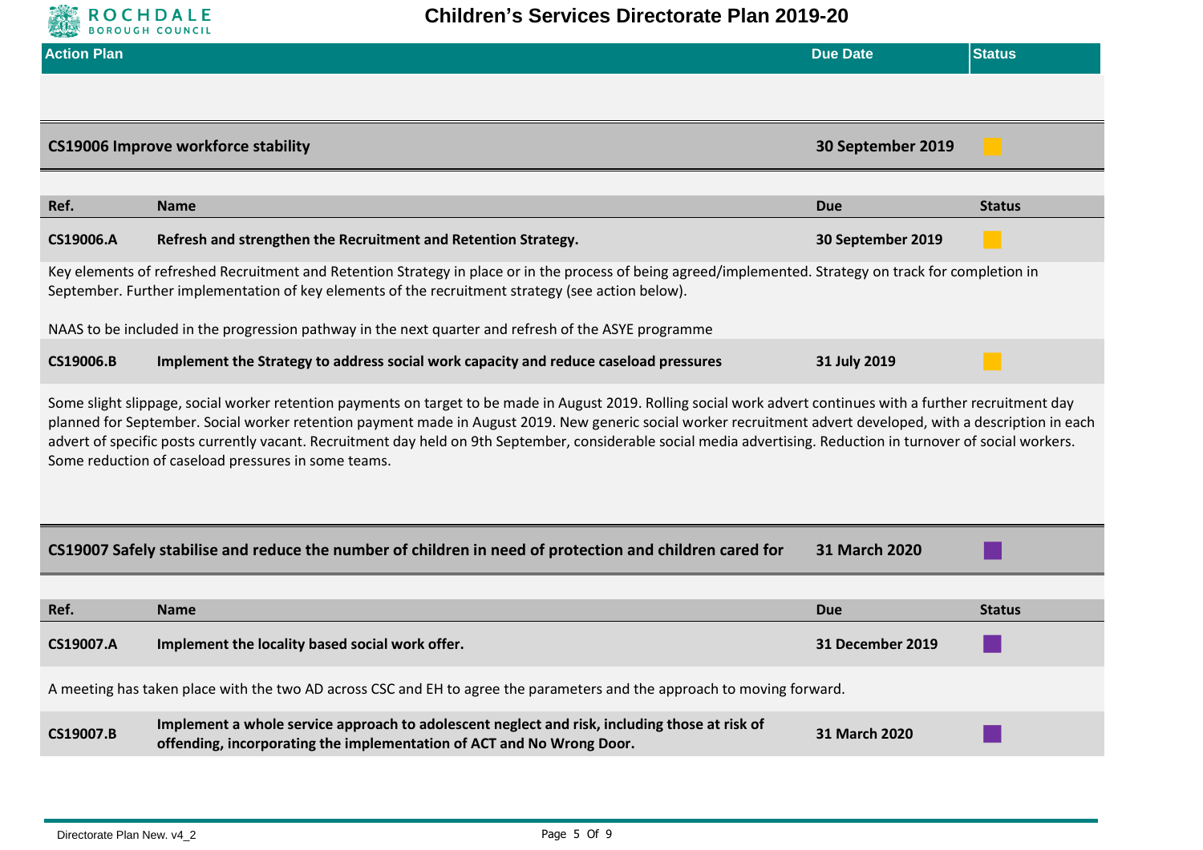| Action Plan | Due Date | Status |
|---|---|---|

## CS19006 Improve workforce stability

**Due:** 30 September 2019

| Ref. | Name | Due | Status |
|---|---|---|---|
| **CS19006.A** | **Refresh and strengthen the Recruitment and Retention Strategy.** | **30 September 2019** | |

Key elements of refreshed Recruitment and Retention Strategy in place or in the process of being agreed/implemented. Strategy on track for completion in September. Further implementation of key elements of the recruitment strategy (see action below).

NAAS to be included in the progression pathway in the next quarter and refresh of the ASYE programme

| Ref. | Name | Due | Status |
|---|---|---|---|
| **CS19006.B** | **Implement the Strategy to address social work capacity and reduce caseload pressures** | **31 July 2019** | |

Some slight slippage, social worker retention payments on target to be made in August 2019. Rolling social work advert continues with a further recruitment day planned for September. Social worker retention payment made in August 2019. New generic social worker recruitment advert developed, with a description in each advert of specific posts currently vacant. Recruitment day held on 9th September, considerable social media advertising. Reduction in turnover of social workers. Some reduction of caseload pressures in some teams.

## CS19007 Safely stabilise and reduce the number of children in need of protection and children cared for

**Due:** 31 March 2020

| Ref. | Name | Due | Status |
|---|---|---|---|
| **CS19007.A** | **Implement the locality based social work offer.** | **31 December 2019** | |

A meeting has taken place with the two AD across CSC and EH to agree the parameters and the approach to moving forward.

| Ref. | Name | Due | Status |
|---|---|---|---|
| **CS19007.B** | **Implement a whole service approach to adolescent neglect and risk, including those at risk of offending, incorporating the implementation of ACT and No Wrong Door.** | **31 March 2020** | |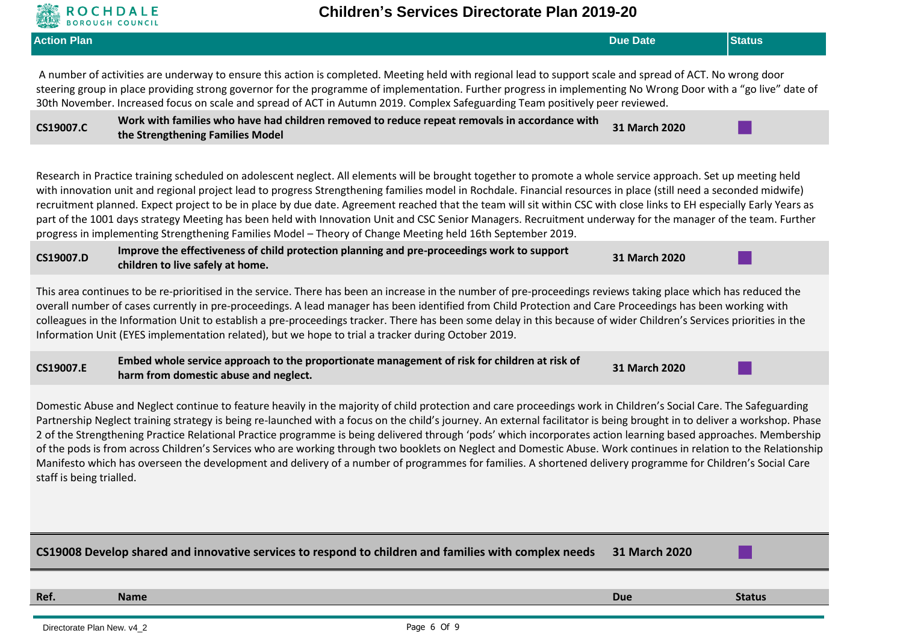| Action Plan | Due Date | Status |
|---|---|---|

A number of activities are underway to ensure this action is completed. Meeting held with regional lead to support scale and spread of ACT. No wrong door steering group in place providing strong governor for the programme of implementation. Further progress in implementing No Wrong Door with a "go live" date of 30th November. Increased focus on scale and spread of ACT in Autumn 2019. Complex Safeguarding Team positively peer reviewed.

| | | | |
|---|---|---|---|
| **CS19007.C** | **Work with families who have had children removed to reduce repeat removals in accordance with the Strengthening Families Model** | **31 March 2020** | |

Research in Practice training scheduled on adolescent neglect. All elements will be brought together to promote a whole service approach. Set up meeting held with innovation unit and regional project lead to progress Strengthening families model in Rochdale. Financial resources in place (still need a seconded midwife) recruitment planned. Expect project to be in place by due date. Agreement reached that the team will sit within CSC with close links to EH especially Early Years as part of the 1001 days strategy Meeting has been held with Innovation Unit and CSC Senior Managers. Recruitment underway for the manager of the team. Further progress in implementing Strengthening Families Model – Theory of Change Meeting held 16th September 2019.

| | | | |
|---|---|---|---|
| **CS19007.D** | **Improve the effectiveness of child protection planning and pre-proceedings work to support children to live safely at home.** | **31 March 2020** | |

This area continues to be re-prioritised in the service. There has been an increase in the number of pre-proceedings reviews taking place which has reduced the overall number of cases currently in pre-proceedings. A lead manager has been identified from Child Protection and Care Proceedings has been working with colleagues in the Information Unit to establish a pre-proceedings tracker. There has been some delay in this because of wider Children's Services priorities in the Information Unit (EYES implementation related), but we hope to trial a tracker during October 2019.

| | | | |
|---|---|---|---|
| **CS19007.E** | **Embed whole service approach to the proportionate management of risk for children at risk of harm from domestic abuse and neglect.** | **31 March 2020** | |

Domestic Abuse and Neglect continue to feature heavily in the majority of child protection and care proceedings work in Children's Social Care. The Safeguarding Partnership Neglect training strategy is being re-launched with a focus on the child's journey. An external facilitator is being brought in to deliver a workshop. Phase 2 of the Strengthening Practice Relational Practice programme is being delivered through 'pods' which incorporates action learning based approaches. Membership of the pods is from across Children's Services who are working through two booklets on Neglect and Domestic Abuse. Work continues in relation to the Relationship Manifesto which has overseen the development and delivery of a number of programmes for families. A shortened delivery programme for Children's Social Care staff is being trialled.

| | | |
|---|---|---|
| **CS19008 Develop shared and innovative services to respond to children and families with complex needs** | **31 March 2020** | |

| Ref. | Name | Due | Status |
|---|---|---|---|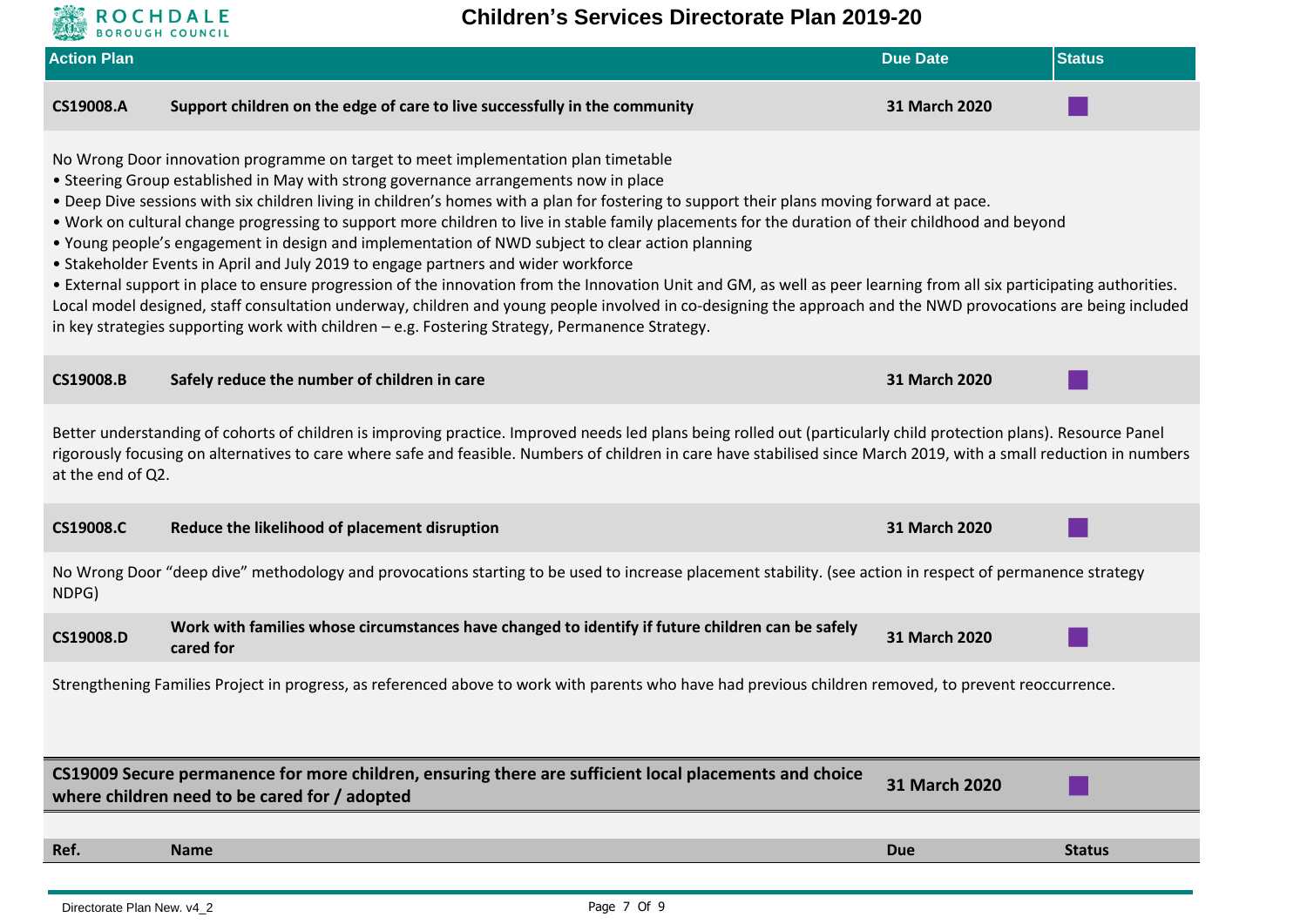| Action Plan | | Due Date | Status |
|---|---|---|---|
| **CS19008.A** | **Support children on the edge of care to live successfully in the community** | **31 March 2020** | |

No Wrong Door innovation programme on target to meet implementation plan timetable
• Steering Group established in May with strong governance arrangements now in place
• Deep Dive sessions with six children living in children's homes with a plan for fostering to support their plans moving forward at pace.
• Work on cultural change progressing to support more children to live in stable family placements for the duration of their childhood and beyond
• Young people's engagement in design and implementation of NWD subject to clear action planning
• Stakeholder Events in April and July 2019 to engage partners and wider workforce
• External support in place to ensure progression of the innovation from the Innovation Unit and GM, as well as peer learning from all six participating authorities. Local model designed, staff consultation underway, children and young people involved in co-designing the approach and the NWD provocations are being included in key strategies supporting work with children – e.g. Fostering Strategy, Permanence Strategy.

| | | | |
|---|---|---|---|
| **CS19008.B** | **Safely reduce the number of children in care** | **31 March 2020** | |

Better understanding of cohorts of children is improving practice. Improved needs led plans being rolled out (particularly child protection plans). Resource Panel rigorously focusing on alternatives to care where safe and feasible. Numbers of children in care have stabilised since March 2019, with a small reduction in numbers at the end of Q2.

| | | | |
|---|---|---|---|
| **CS19008.C** | **Reduce the likelihood of placement disruption** | **31 March 2020** | |

No Wrong Door "deep dive" methodology and provocations starting to be used to increase placement stability. (see action in respect of permanence strategy NDPG)

| | | | |
|---|---|---|---|
| **CS19008.D** | **Work with families whose circumstances have changed to identify if future children can be safely cared for** | **31 March 2020** | |

Strengthening Families Project in progress, as referenced above to work with parents who have had previous children removed, to prevent reoccurrence.

| | | |
|---|---|---|
| **CS19009 Secure permanence for more children, ensuring there are sufficient local placements and choice where children need to be cared for / adopted** | **31 March 2020** | |

| Ref. | Name | Due | Status |
|---|---|---|---|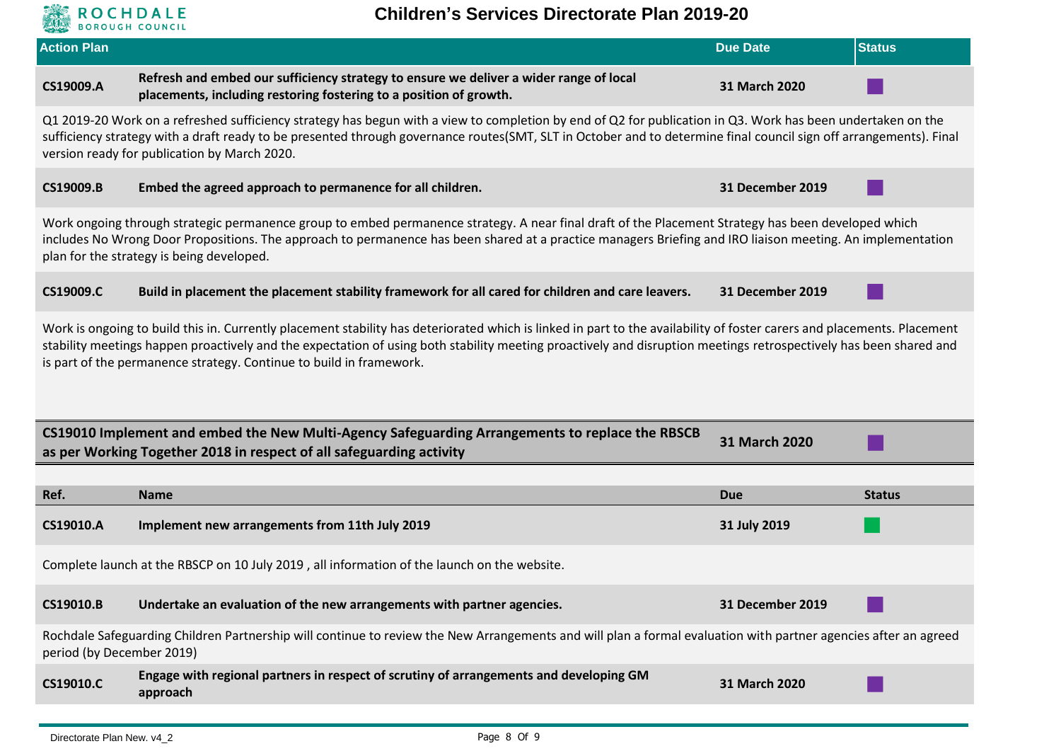# Children's Services Directorate Plan 2019-20

| Action Plan | | Due Date | Status |
|---|---|---|---|
| **CS19009.A** | **Refresh and embed our sufficiency strategy to ensure we deliver a wider range of local placements, including restoring fostering to a position of growth.** | **31 March 2020** | |

Q1 2019-20 Work on a refreshed sufficiency strategy has begun with a view to completion by end of Q2 for publication in Q3. Work has been undertaken on the sufficiency strategy with a draft ready to be presented through governance routes(SMT, SLT in October and to determine final council sign off arrangements). Final version ready for publication by March 2020.

| | | | |
|---|---|---|---|
| **CS19009.B** | **Embed the agreed approach to permanence for all children.** | **31 December 2019** | |

Work ongoing through strategic permanence group to embed permanence strategy. A near final draft of the Placement Strategy has been developed which includes No Wrong Door Propositions. The approach to permanence has been shared at a practice managers Briefing and IRO liaison meeting. An implementation plan for the strategy is being developed.

| | | | |
|---|---|---|---|
| **CS19009.C** | **Build in placement the placement stability framework for all cared for children and care leavers.** | **31 December 2019** | |

Work is ongoing to build this in. Currently placement stability has deteriorated which is linked in part to the availability of foster carers and placements. Placement stability meetings happen proactively and the expectation of using both stability meeting proactively and disruption meetings retrospectively has been shared and is part of the permanence strategy. Continue to build in framework.

| | | |
|---|---|---|
| **CS19010 Implement and embed the New Multi-Agency Safeguarding Arrangements to replace the RBSCB as per Working Together 2018 in respect of all safeguarding activity** | **31 March 2020** | |

| Ref. | Name | Due | Status |
|---|---|---|---|
| **CS19010.A** | **Implement new arrangements from 11th July 2019** | **31 July 2019** | |

Complete launch at the RBSCP on 10 July 2019 , all information of the launch on the website.

| | | | |
|---|---|---|---|
| **CS19010.B** | **Undertake an evaluation of the new arrangements with partner agencies.** | **31 December 2019** | |

Rochdale Safeguarding Children Partnership will continue to review the New Arrangements and will plan a formal evaluation with partner agencies after an agreed period (by December 2019)

| | | | |
|---|---|---|---|
| **CS19010.C** | **Engage with regional partners in respect of scrutiny of arrangements and developing GM approach** | **31 March 2020** | |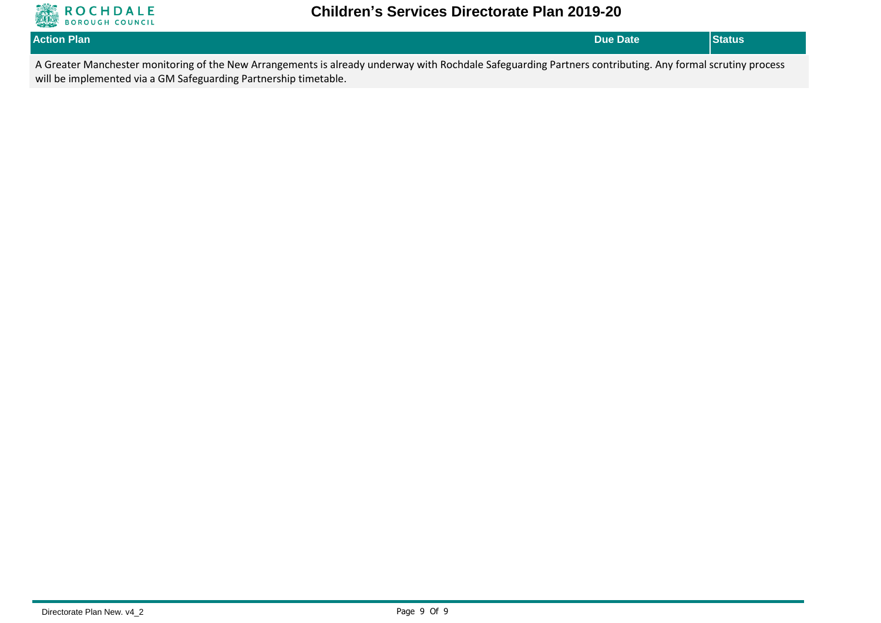| Action Plan | Due Date | Status |
| --- | --- | --- |
| A Greater Manchester monitoring of the New Arrangements is already underway with Rochdale Safeguarding Partners contributing. Any formal scrutiny process will be implemented via a GM Safeguarding Partnership timetable. | | |